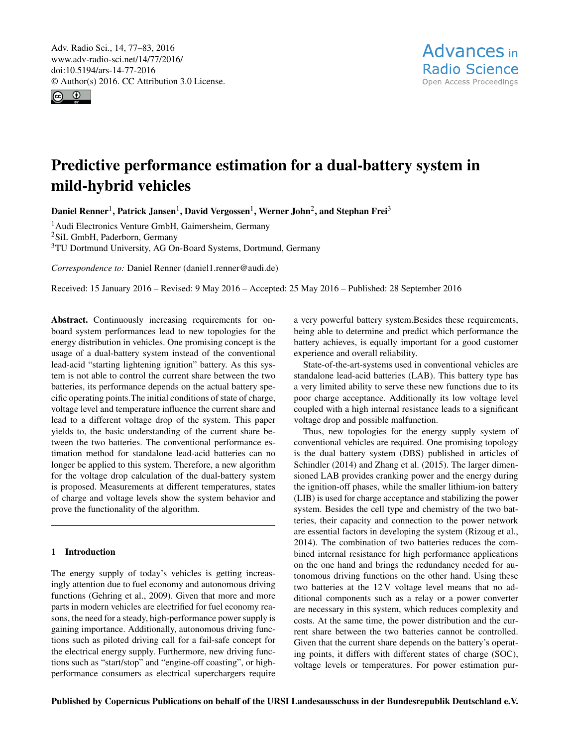# Predictive performance estimation for a dual-battery system in mild-hybrid vehicles

**Daniel Renner[1], Patrick Jansen[1], David Vergossen[1], Werner John[2], and Stephan Frei[3]**

[1]Audi Electronics Venture GmbH, Gaimersheim, Germany
[2]SiL GmbH, Paderborn, Germany
[3]TU Dortmund University, AG On-Board Systems, Dortmund, Germany

*Correspondence to:* Daniel Renner (daniel1.renner@audi.de)

Received: 15 January 2016 – Revised: 9 May 2016 – Accepted: 25 May 2016 – Published: 28 September 2016

**Abstract.** Continuously increasing requirements for on-board system performances lead to new topologies for the energy distribution in vehicles. One promising concept is the usage of a dual-battery system instead of the conventional lead-acid "starting lightening ignition" battery. As this system is not able to control the current share between the two batteries, its performance depends on the actual battery specific operating points.The initial conditions of state of charge, voltage level and temperature influence the current share and lead to a different voltage drop of the system. This paper yields to, the basic understanding of the current share between the two batteries. The conventional performance estimation method for standalone lead-acid batteries can no longer be applied to this system. Therefore, a new algorithm for the voltage drop calculation of the dual-battery system is proposed. Measurements at different temperatures, states of charge and voltage levels show the system behavior and prove the functionality of the algorithm.

## 1 Introduction

The energy supply of today's vehicles is getting increasingly attention due to fuel economy and autonomous driving functions (Gehring et al., 2009). Given that more and more parts in modern vehicles are electrified for fuel economy reasons, the need for a steady, high-performance power supply is gaining importance. Additionally, autonomous driving functions such as piloted driving call for a fail-safe concept for the electrical energy supply. Furthermore, new driving functions such as "start/stop" and "engine-off coasting", or high-performance consumers as electrical superchargers require a very powerful battery system.Besides these requirements, being able to determine and predict which performance the battery achieves, is equally important for a good customer experience and overall reliability.

State-of-the-art-systems used in conventional vehicles are standalone lead-acid batteries (LAB). This battery type has a very limited ability to serve these new functions due to its poor charge acceptance. Additionally its low voltage level coupled with a high internal resistance leads to a significant voltage drop and possible malfunction.

Thus, new topologies for the energy supply system of conventional vehicles are required. One promising topology is the dual battery system (DBS) published in articles of Schindler (2014) and Zhang et al. (2015). The larger dimensioned LAB provides cranking power and the energy during the ignition-off phases, while the smaller lithium-ion battery (LIB) is used for charge acceptance and stabilizing the power system. Besides the cell type and chemistry of the two batteries, their capacity and connection to the power network are essential factors in developing the system (Rizoug et al., 2014). The combination of two batteries reduces the combined internal resistance for high performance applications on the one hand and brings the redundancy needed for autonomous driving functions on the other hand. Using these two batteries at the 12 V voltage level means that no additional components such as a relay or a power converter are necessary in this system, which reduces complexity and costs. At the same time, the power distribution and the current share between the two batteries cannot be controlled. Given that the current share depends on the battery's operating points, it differs with different states of charge (SOC), voltage levels or temperatures. For power estimation pur-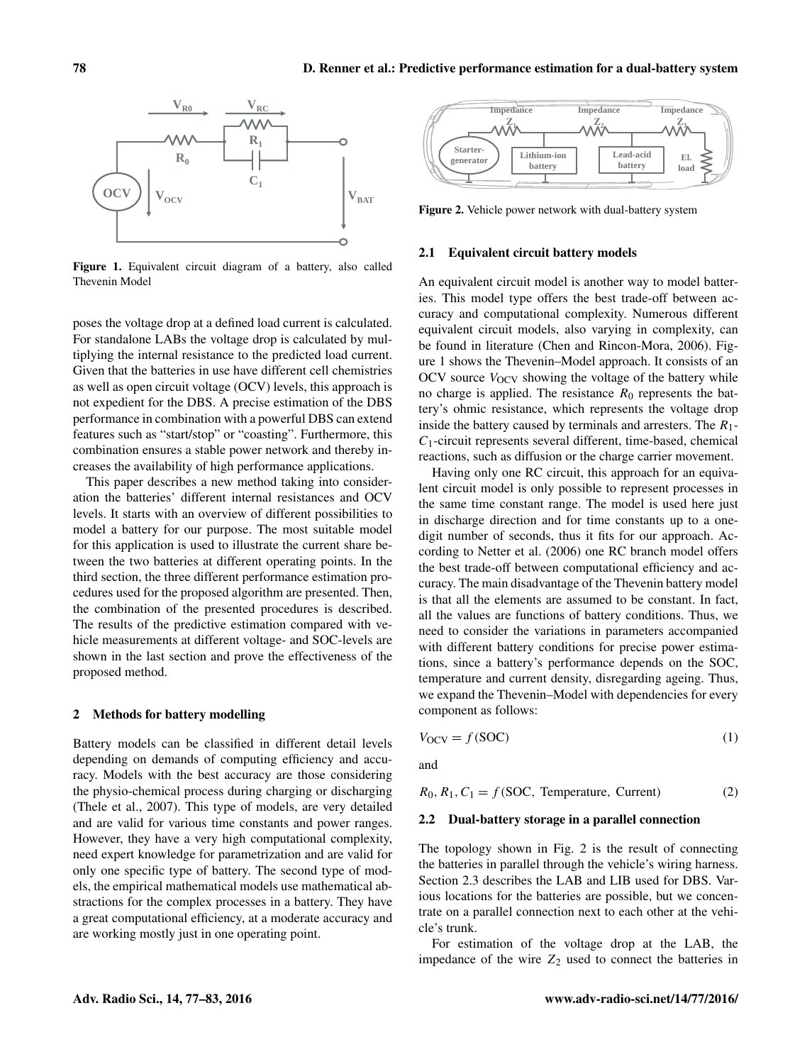Figure 1. Equivalent circuit diagram of a battery, also called Thevenin Model

poses the voltage drop at a defined load current is calculated. For standalone LABs the voltage drop is calculated by multiplying the internal resistance to the predicted load current. Given that the batteries in use have different cell chemistries as well as open circuit voltage (OCV) levels, this approach is not expedient for the DBS. A precise estimation of the DBS performance in combination with a powerful DBS can extend features such as "start/stop" or "coasting". Furthermore, this combination ensures a stable power network and thereby increases the availability of high performance applications.

This paper describes a new method taking into consideration the batteries' different internal resistances and OCV levels. It starts with an overview of different possibilities to model a battery for our purpose. The most suitable model for this application is used to illustrate the current share between the two batteries at different operating points. In the third section, the three different performance estimation procedures used for the proposed algorithm are presented. Then, the combination of the presented procedures is described. The results of the predictive estimation compared with vehicle measurements at different voltage- and SOC-levels are shown in the last section and prove the effectiveness of the proposed method.

## 2 Methods for battery modelling

Battery models can be classified in different detail levels depending on demands of computing efficiency and accuracy. Models with the best accuracy are those considering the physio-chemical process during charging or discharging (Thele et al., 2007). This type of models, are very detailed and are valid for various time constants and power ranges. However, they have a very high computational complexity, need expert knowledge for parametrization and are valid for only one specific type of battery. The second type of models, the empirical mathematical models use mathematical abstractions for the complex processes in a battery. They have a great computational efficiency, at a moderate accuracy and are working mostly just in one operating point.

Figure 2. Vehicle power network with dual-battery system

### 2.1 Equivalent circuit battery models

An equivalent circuit model is another way to model batteries. This model type offers the best trade-off between accuracy and computational complexity. Numerous different equivalent circuit models, also varying in complexity, can be found in literature (Chen and Rincon-Mora, 2006). Figure 1 shows the Thevenin–Model approach. It consists of an OCV source $V_{\text{OCV}}$ showing the voltage of the battery while no charge is applied. The resistance $R_0$ represents the battery's ohmic resistance, which represents the voltage drop inside the battery caused by terminals and arresters. The $R_1$-$C_1$-circuit represents several different, time-based, chemical reactions, such as diffusion or the charge carrier movement.

Having only one RC circuit, this approach for an equivalent circuit model is only possible to represent processes in the same time constant range. The model is used here just in discharge direction and for time constants up to a one-digit number of seconds, thus it fits for our approach. According to Netter et al. (2006) one RC branch model offers the best trade-off between computational efficiency and accuracy. The main disadvantage of the Thevenin battery model is that all the elements are assumed to be constant. In fact, all the values are functions of battery conditions. Thus, we need to consider the variations in parameters accompanied with different battery conditions for precise power estimations, since a battery's performance depends on the SOC, temperature and current density, disregarding ageing. Thus, we expand the Thevenin–Model with dependencies for every component as follows:

$$V_{\text{OCV}} = f(\text{SOC}) \tag{1}$$

and

$$R_0, R_1, C_1 = f(\text{SOC, Temperature, Current}) \tag{2}$$

### 2.2 Dual-battery storage in a parallel connection

The topology shown in Fig. 2 is the result of connecting the batteries in parallel through the vehicle's wiring harness. Section 2.3 describes the LAB and LIB used for DBS. Various locations for the batteries are possible, but we concentrate on a parallel connection next to each other at the vehicle's trunk.

For estimation of the voltage drop at the LAB, the impedance of the wire $Z_2$ used to connect the batteries in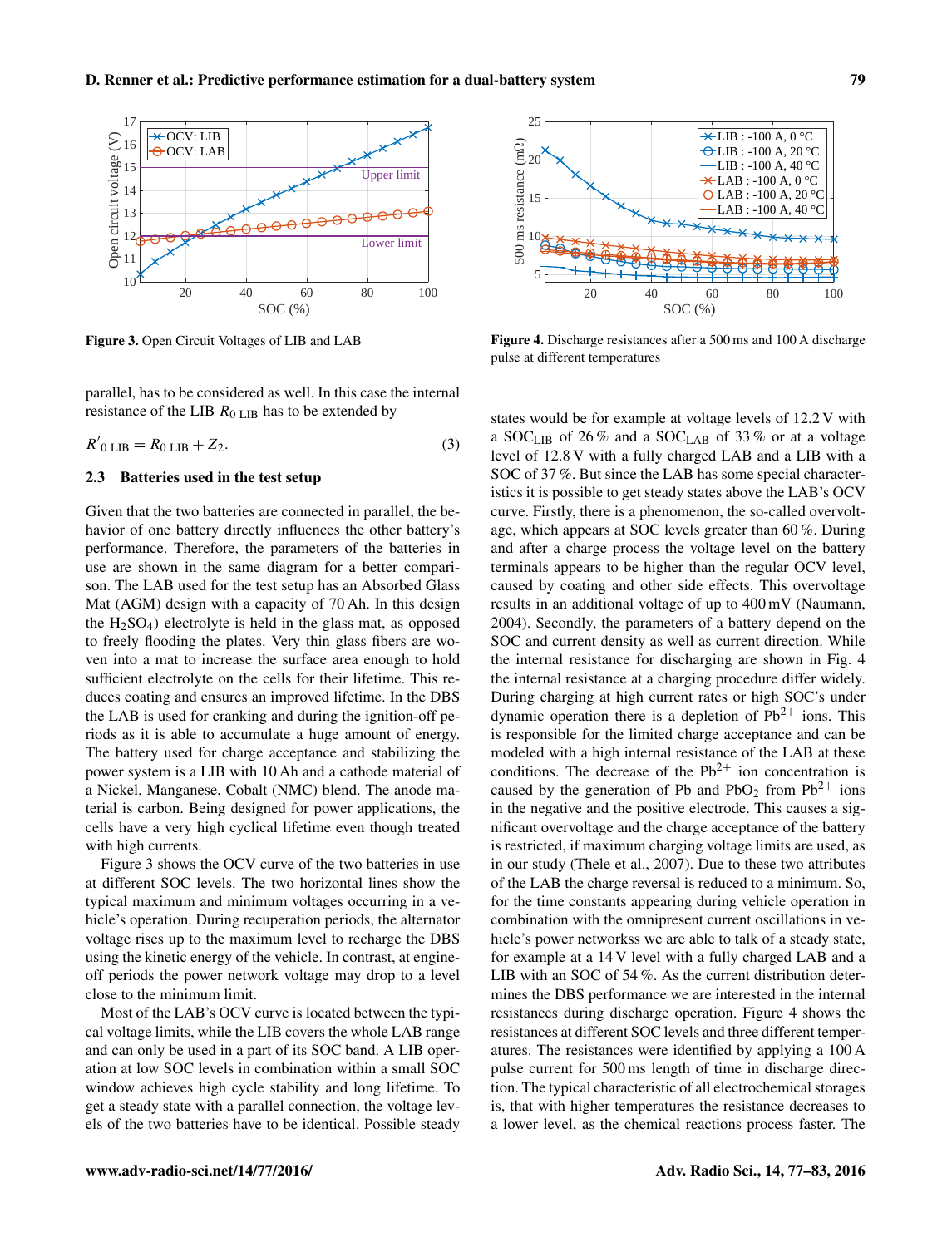Figure 3. Open Circuit Voltages of LIB and LAB

Figure 4. Discharge resistances after a 500 ms and 100 A discharge pulse at different temperatures

parallel, has to be considered as well. In this case the internal resistance of the LIB $R_{0\ \mathrm{LIB}}$ has to be extended by

$$R'_{0\ \mathrm{LIB}} = R_{0\ \mathrm{LIB}} + Z_2. \tag{3}$$

### 2.3 Batteries used in the test setup

Given that the two batteries are connected in parallel, the behavior of one battery directly influences the other battery's performance. Therefore, the parameters of the batteries in use are shown in the same diagram for a better comparison. The LAB used for the test setup has an Absorbed Glass Mat (AGM) design with a capacity of 70 Ah. In this design the $H_2SO_4$) electrolyte is held in the glass mat, as opposed to freely flooding the plates. Very thin glass fibers are woven into a mat to increase the surface area enough to hold sufficient electrolyte on the cells for their lifetime. This reduces coating and ensures an improved lifetime. In the DBS the LAB is used for cranking and during the ignition-off periods as it is able to accumulate a huge amount of energy. The battery used for charge acceptance and stabilizing the power system is a LIB with 10 Ah and a cathode material of a Nickel, Manganese, Cobalt (NMC) blend. The anode material is carbon. Being designed for power applications, the cells have a very high cyclical lifetime even though treated with high currents.

Figure 3 shows the OCV curve of the two batteries in use at different SOC levels. The two horizontal lines show the typical maximum and minimum voltages occurring in a vehicle's operation. During recuperation periods, the alternator voltage rises up to the maximum level to recharge the DBS using the kinetic energy of the vehicle. In contrast, at engine-off periods the power network voltage may drop to a level close to the minimum limit.

Most of the LAB's OCV curve is located between the typical voltage limits, while the LIB covers the whole LAB range and can only be used in a part of its SOC band. A LIB operation at low SOC levels in combination within a small SOC window achieves high cycle stability and long lifetime. To get a steady state with a parallel connection, the voltage levels of the two batteries have to be identical. Possible steady states would be for example at voltage levels of 12.2 V with a $\mathrm{SOC_{LIB}}$ of 26 % and a $\mathrm{SOC_{LAB}}$ of 33 % or at a voltage level of 12.8 V with a fully charged LAB and a LIB with a SOC of 37 %. But since the LAB has some special characteristics it is possible to get steady states above the LAB's OCV curve. Firstly, there is a phenomenon, the so-called overvoltage, which appears at SOC levels greater than 60 %. During and after a charge process the voltage level on the battery terminals appears to be higher than the regular OCV level, caused by coating and other side effects. This overvoltage results in an additional voltage of up to 400 mV (Naumann, 2004). Secondly, the parameters of a battery depend on the SOC and current density as well as current direction. While the internal resistance for discharging are shown in Fig. 4 the internal resistance at a charging procedure differ widely. During charging at high current rates or high SOC's under dynamic operation there is a depletion of $Pb^{2+}$ ions. This is responsible for the limited charge acceptance and can be modeled with a high internal resistance of the LAB at these conditions. The decrease of the $Pb^{2+}$ ion concentration is caused by the generation of Pb and $PbO_2$ from $Pb^{2+}$ ions in the negative and the positive electrode. This causes a significant overvoltage and the charge acceptance of the battery is restricted, if maximum charging voltage limits are used, as in our study (Thele et al., 2007). Due to these two attributes of the LAB the charge reversal is reduced to a minimum. So, for the time constants appearing during vehicle operation in combination with the omnipresent current oscillations in vehicle's power networkss we are able to talk of a steady state, for example at a 14 V level with a fully charged LAB and a LIB with an SOC of 54 %. As the current distribution determines the DBS performance we are interested in the internal resistances during discharge operation. Figure 4 shows the resistances at different SOC levels and three different temperatures. The resistances were identified by applying a 100 A pulse current for 500 ms length of time in discharge direction. The typical characteristic of all electrochemical storages is, that with higher temperatures the resistance decreases to a lower level, as the chemical reactions process faster. The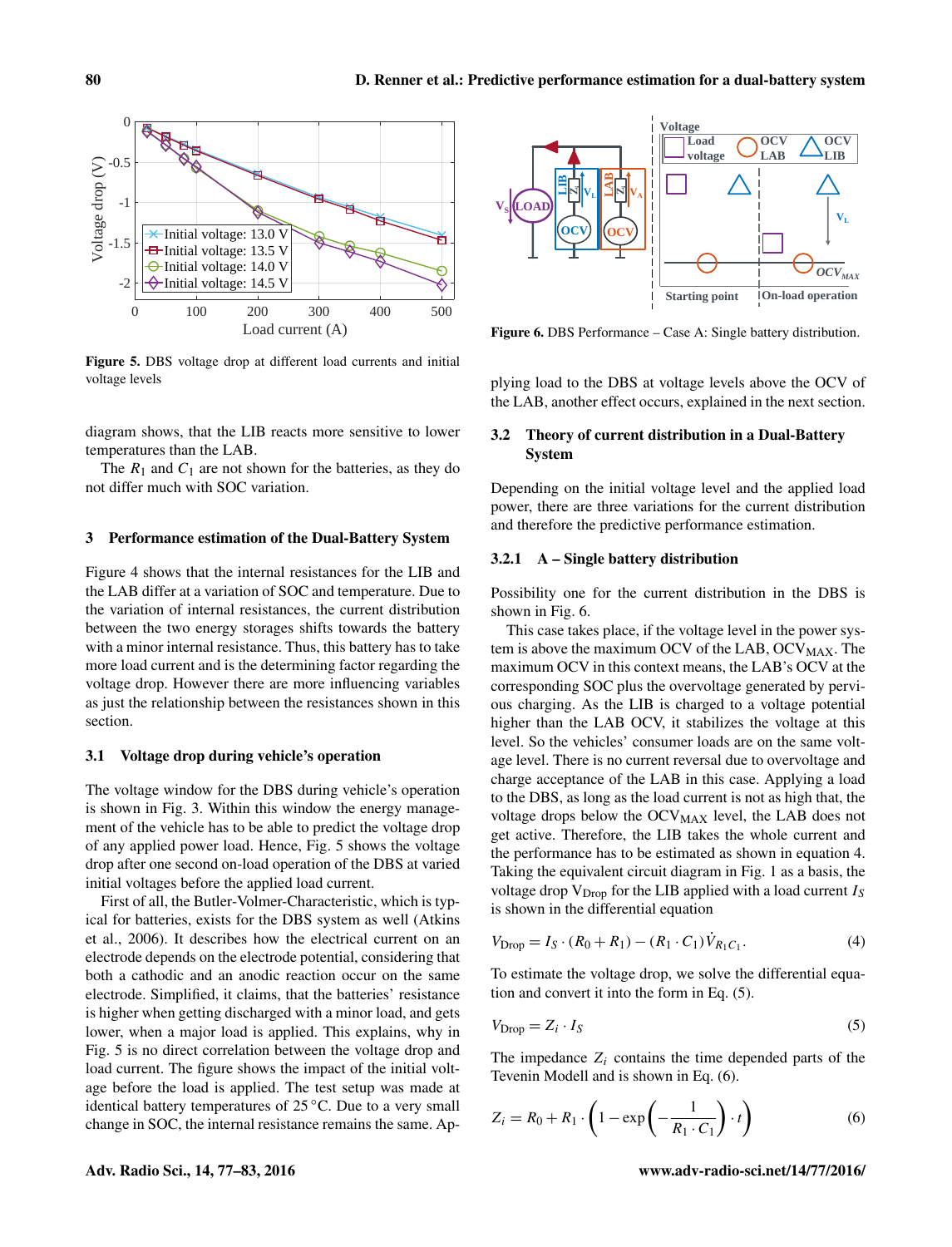**Figure 5.** DBS voltage drop at different load currents and initial voltage levels

diagram shows, that the LIB reacts more sensitive to lower temperatures than the LAB.

The $R_1$ and $C_1$ are not shown for the batteries, as they do not differ much with SOC variation.

## 3 Performance estimation of the Dual-Battery System

Figure 4 shows that the internal resistances for the LIB and the LAB differ at a variation of SOC and temperature. Due to the variation of internal resistances, the current distribution between the two energy storages shifts towards the battery with a minor internal resistance. Thus, this battery has to take more load current and is the determining factor regarding the voltage drop. However there are more influencing variables as just the relationship between the resistances shown in this section.

### 3.1 Voltage drop during vehicle's operation

The voltage window for the DBS during vehicle's operation is shown in Fig. 3. Within this window the energy management of the vehicle has to be able to predict the voltage drop of any applied power load. Hence, Fig. 5 shows the voltage drop after one second on-load operation of the DBS at varied initial voltages before the applied load current.

First of all, the Butler-Volmer-Characteristic, which is typical for batteries, exists for the DBS system as well (Atkins et al., 2006). It describes how the electrical current on an electrode depends on the electrode potential, considering that both a cathodic and an anodic reaction occur on the same electrode. Simplified, it claims, that the batteries' resistance is higher when getting discharged with a minor load, and gets lower, when a major load is applied. This explains, why in Fig. 5 is no direct correlation between the voltage drop and load current. The figure shows the impact of the initial voltage before the load is applied. The test setup was made at identical battery temperatures of 25 °C. Due to a very small change in SOC, the internal resistance remains the same. Applying load to the DBS at voltage levels above the OCV of the LAB, another effect occurs, explained in the next section.

**Figure 6.** DBS Performance – Case A: Single battery distribution.

### 3.2 Theory of current distribution in a Dual-Battery System

Depending on the initial voltage level and the applied load power, there are three variations for the current distribution and therefore the predictive performance estimation.

#### 3.2.1 A – Single battery distribution

Possibility one for the current distribution in the DBS is shown in Fig. 6.

This case takes place, if the voltage level in the power system is above the maximum OCV of the LAB, $\mathrm{OCV}_{\mathrm{MAX}}$. The maximum OCV in this context means, the LAB's OCV at the corresponding SOC plus the overvoltage generated by pervious charging. As the LIB is charged to a voltage potential higher than the LAB OCV, it stabilizes the voltage at this level. So the vehicles' consumer loads are on the same voltage level. There is no current reversal due to overvoltage and charge acceptance of the LAB in this case. Applying a load to the DBS, as long as the load current is not as high that, the voltage drops below the $\mathrm{OCV}_{\mathrm{MAX}}$ level, the LAB does not get active. Therefore, the LIB takes the whole current and the performance has to be estimated as shown in equation 4. Taking the equivalent circuit diagram in Fig. 1 as a basis, the voltage drop $V_{\mathrm{Drop}}$ for the LIB applied with a load current $I_S$ is shown in the differential equation

$$V_{\mathrm{Drop}} = I_S \cdot (R_0 + R_1) - (R_1 \cdot C_1)\dot{V}_{R_1 C_1}. \tag{4}$$

To estimate the voltage drop, we solve the differential equation and convert it into the form in Eq. (5).

$$V_{\mathrm{Drop}} = Z_i \cdot I_S \tag{5}$$

The impedance $Z_i$ contains the time depended parts of the Tevenin Modell and is shown in Eq. (6).

$$Z_i = R_0 + R_1 \cdot \left(1 - \exp\left(-\frac{1}{R_1 \cdot C_1}\right) \cdot t\right) \tag{6}$$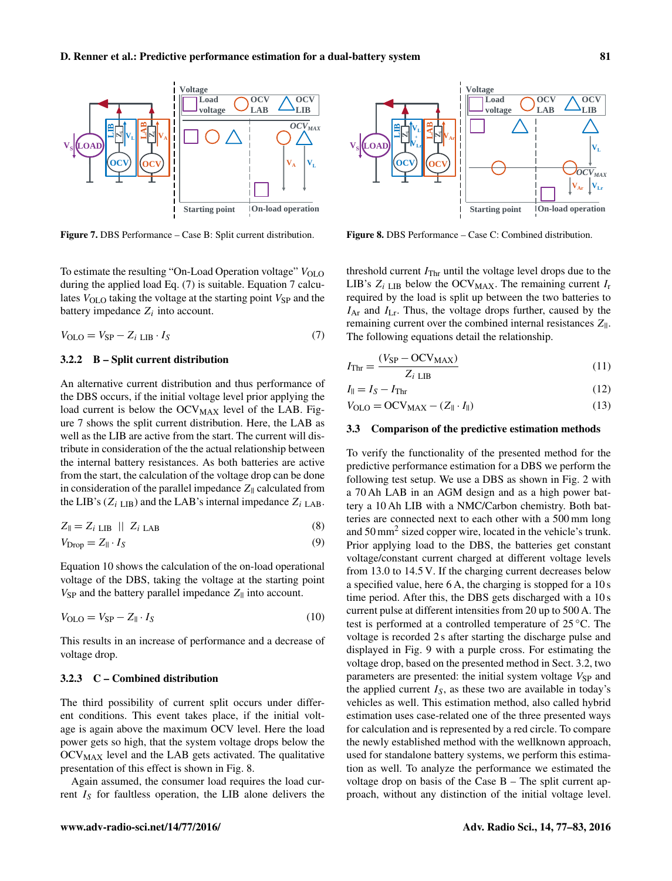Figure 7. DBS Performance – Case B: Split current distribution.

Figure 8. DBS Performance – Case C: Combined distribution.

To estimate the resulting "On-Load Operation voltage" $V_{\mathrm{OLO}}$ during the applied load Eq. (7) is suitable. Equation 7 calculates $V_{\mathrm{OLO}}$ taking the voltage at the starting point $V_{\mathrm{SP}}$ and the battery impedance $Z_i$ into account.

$$V_{\mathrm{OLO}} = V_{\mathrm{SP}} - Z_{i\ \mathrm{LIB}} \cdot I_S \tag{7}$$

### 3.2.2 B – Split current distribution

An alternative current distribution and thus performance of the DBS occurs, if the initial voltage level prior applying the load current is below the $\mathrm{OCV}_{\mathrm{MAX}}$ level of the LAB. Figure 7 shows the split current distribution. Here, the LAB as well as the LIB are active from the start. The current will distribute in consideration of the the actual relationship between the internal battery resistances. As both batteries are active from the start, the calculation of the voltage drop can be done in consideration of the parallel impedance $Z_{\parallel}$ calculated from the LIB's ($Z_{i\ \mathrm{LIB}}$) and the LAB's internal impedance $Z_{i\ \mathrm{LAB}}$.

$$Z_{\parallel} = Z_{i\ \mathrm{LIB}}\ \ ||\ \ Z_{i\ \mathrm{LAB}} \tag{8}$$

$$V_{\mathrm{Drop}} = Z_{\parallel} \cdot I_S \tag{9}$$

Equation 10 shows the calculation of the on-load operational voltage of the DBS, taking the voltage at the starting point $V_{\mathrm{SP}}$ and the battery parallel impedance $Z_{\parallel}$ into account.

$$V_{\mathrm{OLO}} = V_{\mathrm{SP}} - Z_{\parallel} \cdot I_S \tag{10}$$

This results in an increase of performance and a decrease of voltage drop.

### 3.2.3 C – Combined distribution

The third possibility of current split occurs under different conditions. This event takes place, if the initial voltage is again above the maximum OCV level. Here the load power gets so high, that the system voltage drops below the $\mathrm{OCV}_{\mathrm{MAX}}$ level and the LAB gets activated. The qualitative presentation of this effect is shown in Fig. 8.

Again assumed, the consumer load requires the load current $I_S$ for faultless operation, the LIB alone delivers the threshold current $I_{\mathrm{Thr}}$ until the voltage level drops due to the LIB's $Z_{i\ \mathrm{LIB}}$ below the $\mathrm{OCV}_{\mathrm{MAX}}$. The remaining current $I_{\mathrm{r}}$ required by the load is split up between the two batteries to $I_{\mathrm{Ar}}$ and $I_{\mathrm{Lr}}$. Thus, the voltage drops further, caused by the remaining current over the combined internal resistances $Z_{\parallel}$. The following equations detail the relationship.

$$I_{\mathrm{Thr}} = \frac{(V_{\mathrm{SP}} - \mathrm{OCV}_{\mathrm{MAX}})}{Z_{i\ \mathrm{LIB}}} \tag{11}$$

$$I_{\parallel} = I_S - I_{\mathrm{Thr}} \tag{12}$$

$$V_{\mathrm{OLO}} = \mathrm{OCV}_{\mathrm{MAX}} - (Z_{\parallel} \cdot I_{\parallel}) \tag{13}$$

## 3.3 Comparison of the predictive estimation methods

To verify the functionality of the presented method for the predictive performance estimation for a DBS we perform the following test setup. We use a DBS as shown in Fig. 2 with a 70 Ah LAB in an AGM design and as a high power battery a 10 Ah LIB with a NMC/Carbon chemistry. Both batteries are connected next to each other with a 500 mm long and 50 mm$^2$ sized copper wire, located in the vehicle's trunk. Prior applying load to the DBS, the batteries get constant voltage/constant current charged at different voltage levels from 13.0 to 14.5 V. If the charging current decreases below a specified value, here 6 A, the charging is stopped for a 10 s time period. After this, the DBS gets discharged with a 10 s current pulse at different intensities from 20 up to 500 A. The test is performed at a controlled temperature of 25 °C. The voltage is recorded 2 s after starting the discharge pulse and displayed in Fig. 9 with a purple cross. For estimating the voltage drop, based on the presented method in Sect. 3.2, two parameters are presented: the initial system voltage $V_{\mathrm{SP}}$ and the applied current $I_S$, as these two are available in today's vehicles as well. This estimation method, also called hybrid estimation uses case-related one of the three presented ways for calculation and is represented by a red circle. To compare the newly established method with the wellknown approach, used for standalone battery systems, we perform this estimation as well. To analyze the performance we estimated the voltage drop on basis of the Case B – The split current approach, without any distinction of the initial voltage level.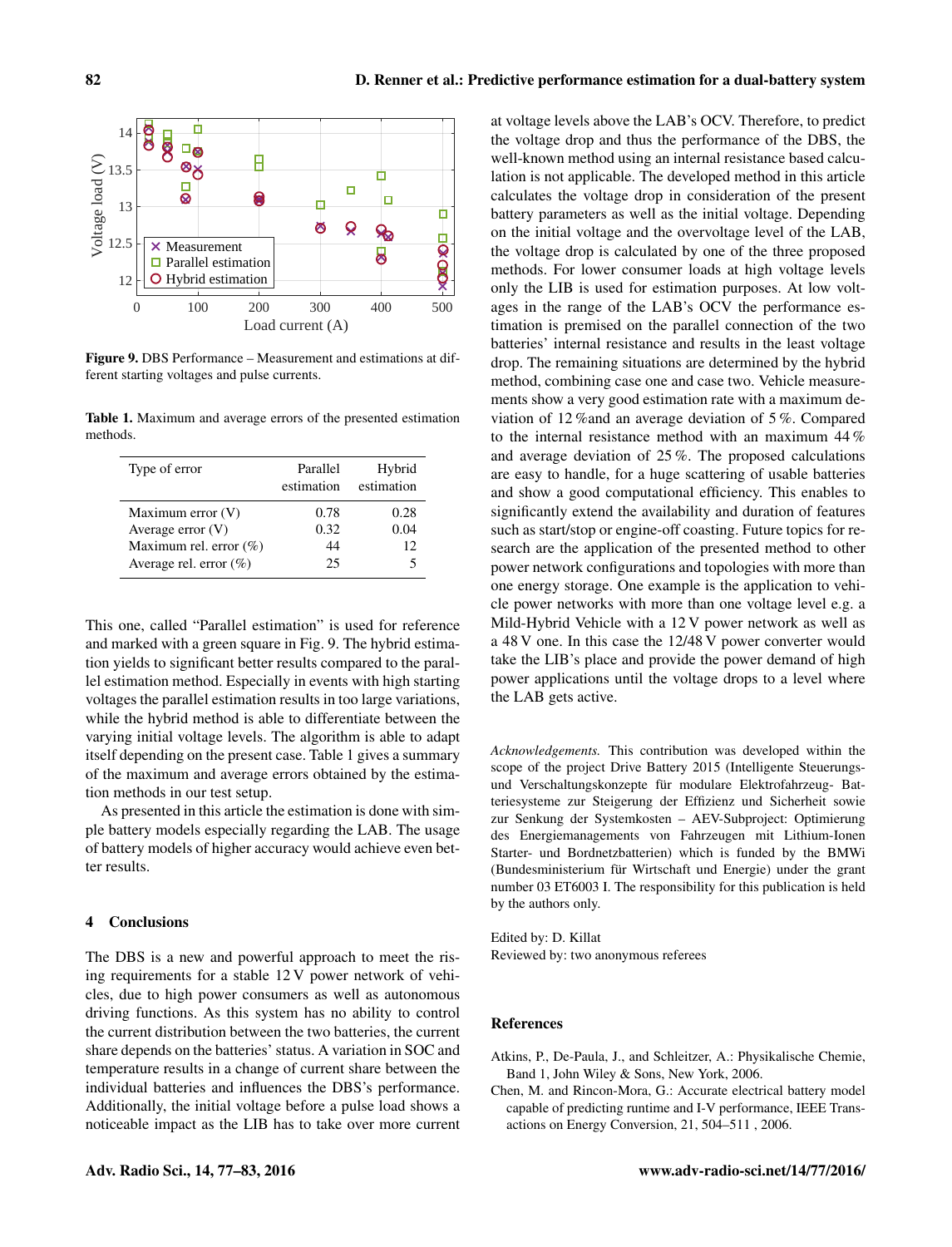Figure 9. DBS Performance – Measurement and estimations at different starting voltages and pulse currents.

Table 1. Maximum and average errors of the presented estimation methods.

| Type of error | Parallel estimation | Hybrid estimation |
|---|---|---|
| Maximum error (V) | 0.78 | 0.28 |
| Average error (V) | 0.32 | 0.04 |
| Maximum rel. error (%) | 44 | 12 |
| Average rel. error (%) | 25 | 5 |

This one, called "Parallel estimation" is used for reference and marked with a green square in Fig. 9. The hybrid estimation yields to significant better results compared to the parallel estimation method. Especially in events with high starting voltages the parallel estimation results in too large variations, while the hybrid method is able to differentiate between the varying initial voltage levels. The algorithm is able to adapt itself depending on the present case. Table 1 gives a summary of the maximum and average errors obtained by the estimation methods in our test setup.

As presented in this article the estimation is done with simple battery models especially regarding the LAB. The usage of battery models of higher accuracy would achieve even better results.

## 4 Conclusions

The DBS is a new and powerful approach to meet the rising requirements for a stable 12 V power network of vehicles, due to high power consumers as well as autonomous driving functions. As this system has no ability to control the current distribution between the two batteries, the current share depends on the batteries' status. A variation in SOC and temperature results in a change of current share between the individual batteries and influences the DBS's performance. Additionally, the initial voltage before a pulse load shows a noticeable impact as the LIB has to take over more current at voltage levels above the LAB's OCV. Therefore, to predict the voltage drop and thus the performance of the DBS, the well-known method using an internal resistance based calculation is not applicable. The developed method in this article calculates the voltage drop in consideration of the present battery parameters as well as the initial voltage. Depending on the initial voltage and the overvoltage level of the LAB, the voltage drop is calculated by one of the three proposed methods. For lower consumer loads at high voltage levels only the LIB is used for estimation purposes. At low voltages in the range of the LAB's OCV the performance estimation is premised on the parallel connection of the two batteries' internal resistance and results in the least voltage drop. The remaining situations are determined by the hybrid method, combining case one and case two. Vehicle measurements show a very good estimation rate with a maximum deviation of 12 %and an average deviation of 5 %. Compared to the internal resistance method with an maximum 44 % and average deviation of 25 %. The proposed calculations are easy to handle, for a huge scattering of usable batteries and show a good computational efficiency. This enables to significantly extend the availability and duration of features such as start/stop or engine-off coasting. Future topics for research are the application of the presented method to other power network configurations and topologies with more than one energy storage. One example is the application to vehicle power networks with more than one voltage level e.g. a Mild-Hybrid Vehicle with a 12 V power network as well as a 48 V one. In this case the 12/48 V power converter would take the LIB's place and provide the power demand of high power applications until the voltage drops to a level where the LAB gets active.

*Acknowledgements.* This contribution was developed within the scope of the project Drive Battery 2015 (Intelligente Steuerungs- und Verschaltungskonzepte für modulare Elektrofahrzeug- Batteriesysteme zur Steigerung der Effizienz und Sicherheit sowie zur Senkung der Systemkosten – AEV-Subproject: Optimierung des Energiemanagements von Fahrzeugen mit Lithium-Ionen Starter- und Bordnetzbatterien) which is funded by the BMWi (Bundesministerium für Wirtschaft und Energie) under the grant number 03 ET6003 I. The responsibility for this publication is held by the authors only.

Edited by: D. Killat
Reviewed by: two anonymous referees

## References

Atkins, P., De-Paula, J., and Schleitzer, A.: Physikalische Chemie, Band 1, John Wiley & Sons, New York, 2006.

Chen, M. and Rincon-Mora, G.: Accurate electrical battery model capable of predicting runtime and I-V performance, IEEE Transactions on Energy Conversion, 21, 504–511 , 2006.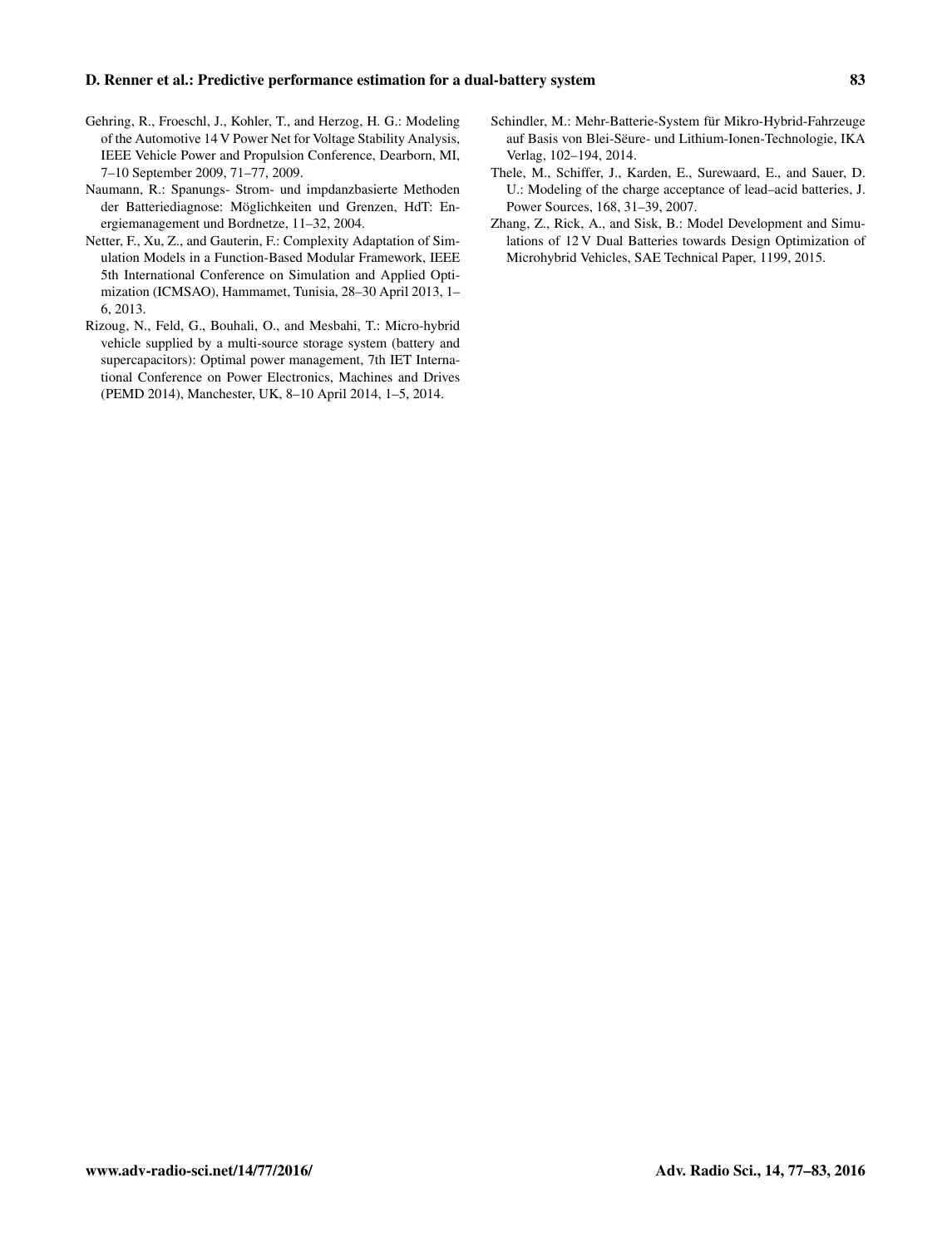Gehring, R., Froeschl, J., Kohler, T., and Herzog, H. G.: Modeling of the Automotive 14 V Power Net for Voltage Stability Analysis, IEEE Vehicle Power and Propulsion Conference, Dearborn, MI, 7–10 September 2009, 71–77, 2009.

Naumann, R.: Spanungs- Strom- und impdanzbasierte Methoden der Batteriediagnose: Möglichkeiten und Grenzen, HdT: Energiemanagement und Bordnetze, 11–32, 2004.

Netter, F., Xu, Z., and Gauterin, F.: Complexity Adaptation of Simulation Models in a Function-Based Modular Framework, IEEE 5th International Conference on Simulation and Applied Optimization (ICMSAO), Hammamet, Tunisia, 28–30 April 2013, 1–6, 2013.

Rizoug, N., Feld, G., Bouhali, O., and Mesbahi, T.: Micro-hybrid vehicle supplied by a multi-source storage system (battery and supercapacitors): Optimal power management, 7th IET International Conference on Power Electronics, Machines and Drives (PEMD 2014), Manchester, UK, 8–10 April 2014, 1–5, 2014.

Schindler, M.: Mehr-Batterie-System für Mikro-Hybrid-Fahrzeuge auf Basis von Blei-Sëure- und Lithium-Ionen-Technologie, IKA Verlag, 102–194, 2014.

Thele, M., Schiffer, J., Karden, E., Surewaard, E., and Sauer, D. U.: Modeling of the charge acceptance of lead–acid batteries, J. Power Sources, 168, 31–39, 2007.

Zhang, Z., Rick, A., and Sisk, B.: Model Development and Simulations of 12 V Dual Batteries towards Design Optimization of Microhybrid Vehicles, SAE Technical Paper, 1199, 2015.